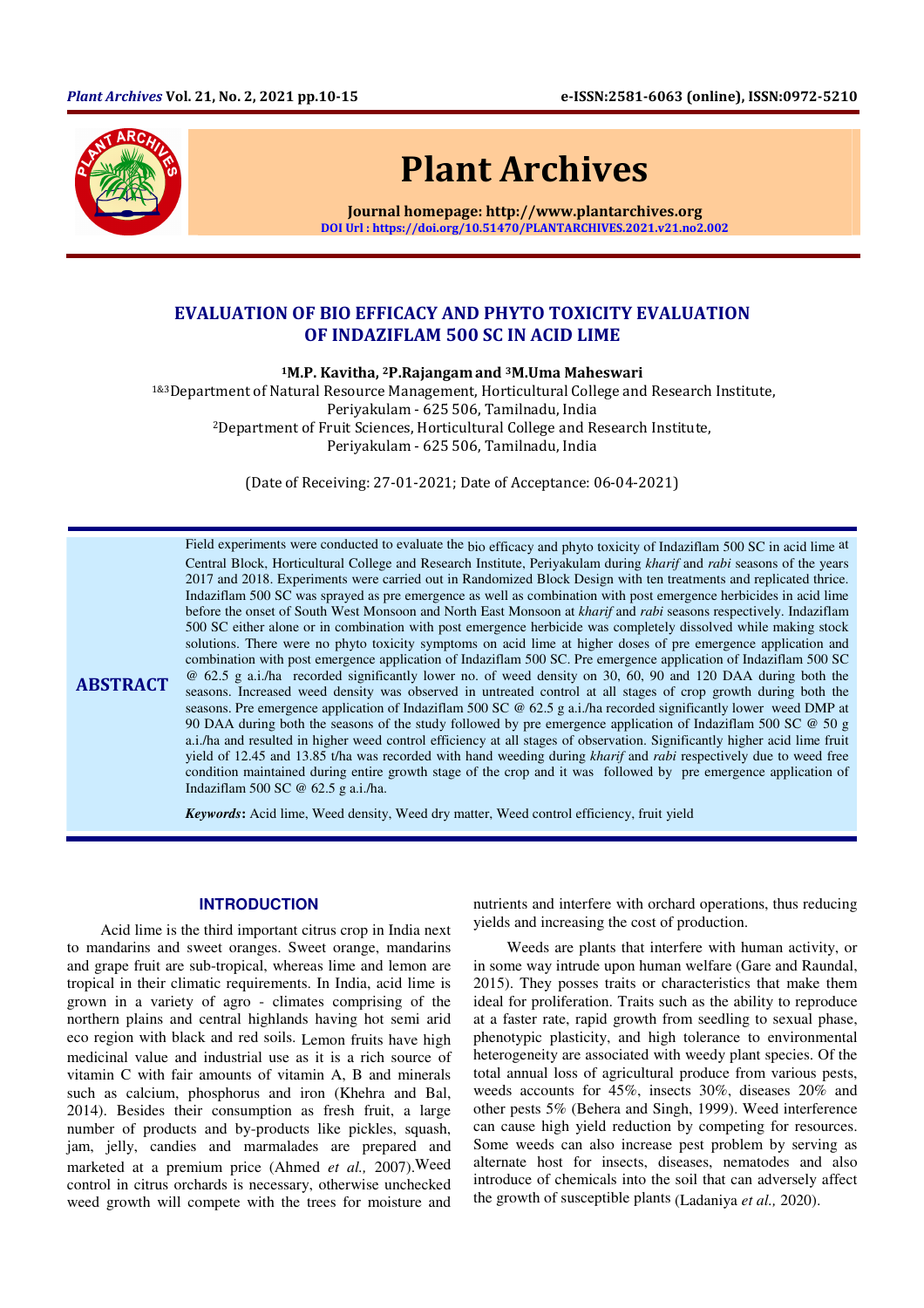# EVALUATION OF BIO EFFICACY AND PHYTO TOXICITY EVALUATION OF INDAZIFLAM 500 SC IN ACID LIME

**[1]M.P. Kavitha, [2]P.Rajangam and [3]M.Uma Maheswari**

[1&3]Department of Natural Resource Management, Horticultural College and Research Institute, Periyakulam - 625 506, Tamilnadu, India

[2]Department of Fruit Sciences, Horticultural College and Research Institute, Periyakulam - 625 506, Tamilnadu, India

(Date of Receiving: 27-01-2021; Date of Acceptance: 06-04-2021)

## ABSTRACT

Field experiments were conducted to evaluate the bio efficacy and phyto toxicity of Indaziflam 500 SC in acid lime at Central Block, Horticultural College and Research Institute, Periyakulam during *kharif* and *rabi* seasons of the years 2017 and 2018. Experiments were carried out in Randomized Block Design with ten treatments and replicated thrice. Indaziflam 500 SC was sprayed as pre emergence as well as combination with post emergence herbicides in acid lime before the onset of South West Monsoon and North East Monsoon at *kharif* and *rabi* seasons respectively. Indaziflam 500 SC either alone or in combination with post emergence herbicide was completely dissolved while making stock solutions. There were no phyto toxicity symptoms on acid lime at higher doses of pre emergence application and combination with post emergence application of Indaziflam 500 SC. Pre emergence application of Indaziflam 500 SC @ 62.5 g a.i./ha recorded significantly lower no. of weed density on 30, 60, 90 and 120 DAA during both the seasons. Increased weed density was observed in untreated control at all stages of crop growth during both the seasons. Pre emergence application of Indaziflam 500 SC @ 62.5 g a.i./ha recorded significantly lower weed DMP at 90 DAA during both the seasons of the study followed by pre emergence application of Indaziflam 500 SC @ 50 g a.i./ha and resulted in higher weed control efficiency at all stages of observation. Significantly higher acid lime fruit yield of 12.45 and 13.85 t/ha was recorded with hand weeding during *kharif* and *rabi* respectively due to weed free condition maintained during entire growth stage of the crop and it was followed by pre emergence application of Indaziflam 500 SC @ 62.5 g a.i./ha.

***Keywords*:** Acid lime, Weed density, Weed dry matter, Weed control efficiency, fruit yield

## INTRODUCTION

Acid lime is the third important citrus crop in India next to mandarins and sweet oranges. Sweet orange, mandarins and grape fruit are sub-tropical, whereas lime and lemon are tropical in their climatic requirements. In India, acid lime is grown in a variety of agro - climates comprising of the northern plains and central highlands having hot semi arid eco region with black and red soils. Lemon fruits have high medicinal value and industrial use as it is a rich source of vitamin C with fair amounts of vitamin A, B and minerals such as calcium, phosphorus and iron (Khehra and Bal, 2014). Besides their consumption as fresh fruit, a large number of products and by-products like pickles, squash, jam, jelly, candies and marmalades are prepared and marketed at a premium price (Ahmed *et al.,* 2007).Weed control in citrus orchards is necessary, otherwise unchecked weed growth will compete with the trees for moisture and nutrients and interfere with orchard operations, thus reducing yields and increasing the cost of production.

Weeds are plants that interfere with human activity, or in some way intrude upon human welfare (Gare and Raundal, 2015). They posses traits or characteristics that make them ideal for proliferation. Traits such as the ability to reproduce at a faster rate, rapid growth from seedling to sexual phase, phenotypic plasticity, and high tolerance to environmental heterogeneity are associated with weedy plant species. Of the total annual loss of agricultural produce from various pests, weeds accounts for 45%, insects 30%, diseases 20% and other pests 5% (Behera and Singh, 1999). Weed interference can cause high yield reduction by competing for resources. Some weeds can also increase pest problem by serving as alternate host for insects, diseases, nematodes and also introduce of chemicals into the soil that can adversely affect the growth of susceptible plants (Ladaniya *et al.,* 2020).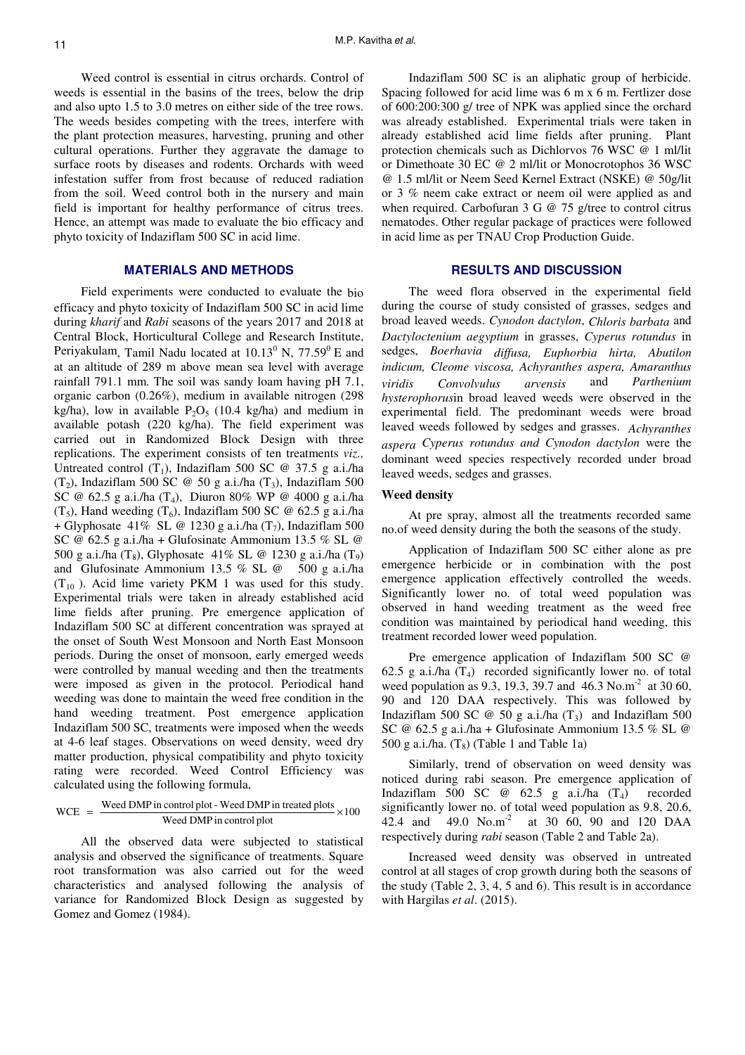Weed control is essential in citrus orchards. Control of weeds is essential in the basins of the trees, below the drip and also upto 1.5 to 3.0 metres on either side of the tree rows. The weeds besides competing with the trees, interfere with the plant protection measures, harvesting, pruning and other cultural operations. Further they aggravate the damage to surface roots by diseases and rodents. Orchards with weed infestation suffer from frost because of reduced radiation from the soil. Weed control both in the nursery and main field is important for healthy performance of citrus trees. Hence, an attempt was made to evaluate the bio efficacy and phyto toxicity of Indaziflam 500 SC in acid lime.

## MATERIALS AND METHODS

Field experiments were conducted to evaluate the bio efficacy and phyto toxicity of Indaziflam 500 SC in acid lime during *kharif* and *Rabi* seasons of the years 2017 and 2018 at Central Block, Horticultural College and Research Institute, Periyakulam, Tamil Nadu located at $10.13^0$ N, $77.59^0$ E and at an altitude of 289 m above mean sea level with average rainfall 791.1 mm. The soil was sandy loam having pH 7.1, organic carbon (0.26%), medium in available nitrogen (298 kg/ha), low in available $P_2O_5$ (10.4 kg/ha) and medium in available potash (220 kg/ha). The field experiment was carried out in Randomized Block Design with three replications. The experiment consists of ten treatments *viz.,* Untreated control ($T_1$), Indaziflam 500 SC @ 37.5 g a.i./ha ($T_2$), Indaziflam 500 SC @ 50 g a.i./ha ($T_3$), Indaziflam 500 SC @ 62.5 g a.i./ha ($T_4$), Diuron 80% WP @ 4000 g a.i./ha ($T_5$), Hand weeding ($T_6$), Indaziflam 500 SC @ 62.5 g a.i./ha + Glyphosate 41% SL @ 1230 g a.i./ha ($T_7$), Indaziflam 500 SC @ 62.5 g a.i./ha + Glufosinate Ammonium 13.5 % SL @ 500 g a.i./ha ($T_8$), Glyphosate 41% SL @ 1230 g a.i./ha ($T_9$) and Glufosinate Ammonium 13.5 % SL @ 500 g a.i./ha ($T_{10}$). Acid lime variety PKM 1 was used for this study. Experimental trials were taken in already established acid lime fields after pruning. Pre emergence application of Indaziflam 500 SC at different concentration was sprayed at the onset of South West Monsoon and North East Monsoon periods. During the onset of monsoon, early emerged weeds were controlled by manual weeding and then the treatments were imposed as given in the protocol. Periodical hand weeding was done to maintain the weed free condition in the hand weeding treatment. Post emergence application Indaziflam 500 SC, treatments were imposed when the weeds at 4-6 leaf stages. Observations on weed density, weed dry matter production, physical compatibility and phyto toxicity rating were recorded. Weed Control Efficiency was calculated using the following formula,

$$\text{WCE} = \frac{\text{Weed DMP in control plot - Weed DMP in treated plots}}{\text{Weed DMP in control plot}} \times 100$$

All the observed data were subjected to statistical analysis and observed the significance of treatments. Square root transformation was also carried out for the weed characteristics and analysed following the analysis of variance for Randomized Block Design as suggested by Gomez and Gomez (1984).

Indaziflam 500 SC is an aliphatic group of herbicide. Spacing followed for acid lime was 6 m x 6 m. Fertlizer dose of 600:200:300 g/ tree of NPK was applied since the orchard was already established. Experimental trials were taken in already established acid lime fields after pruning. Plant protection chemicals such as Dichlorvos 76 WSC @ 1 ml/lit or Dimethoate 30 EC @ 2 ml/lit or Monocrotophos 36 WSC @ 1.5 ml/lit or Neem Seed Kernel Extract (NSKE) @ 50g/lit or 3 % neem cake extract or neem oil were applied as and when required. Carbofuran 3 G @ 75 g/tree to control citrus nematodes. Other regular package of practices were followed in acid lime as per TNAU Crop Production Guide.

## RESULTS AND DISCUSSION

The weed flora observed in the experimental field during the course of study consisted of grasses, sedges and broad leaved weeds. *Cynodon dactylon*, *Chloris barbata* and *Dactyloctenium aegyptium* in grasses, *Cyperus rotundus* in sedges, *Boerhavia diffusa, Euphorbia hirta, Abutilon indicum, Cleome viscosa, Achyranthes aspera, Amaranthus viridis Convolvulus arvensis* and *Parthenium hysterophorus*in broad leaved weeds were observed in the experimental field. The predominant weeds were broad leaved weeds followed by sedges and grasses. *Achyranthes aspera Cyperus rotundus and Cynodon dactylon* were the dominant weed species respectively recorded under broad leaved weeds, sedges and grasses.

### Weed density

At pre spray, almost all the treatments recorded same no.of weed density during the both the seasons of the study.

Application of Indaziflam 500 SC either alone as pre emergence herbicide or in combination with the post emergence application effectively controlled the weeds. Significantly lower no. of total weed population was observed in hand weeding treatment as the weed free condition was maintained by periodical hand weeding, this treatment recorded lower weed population.

Pre emergence application of Indaziflam 500 SC @ 62.5 g a.i./ha ($T_4$) recorded significantly lower no. of total weed population as 9.3, 19.3, 39.7 and 46.3 No.m$^{-2}$ at 30 60, 90 and 120 DAA respectively. This was followed by Indaziflam 500 SC @ 50 g a.i./ha ($T_3$) and Indaziflam 500 SC @ 62.5 g a.i./ha + Glufosinate Ammonium 13.5 % SL @ 500 g a.i./ha. ($T_8$) (Table 1 and Table 1a)

Similarly, trend of observation on weed density was noticed during rabi season. Pre emergence application of Indaziflam 500 SC @ 62.5 g a.i./ha ($T_4$) recorded significantly lower no. of total weed population as 9.8, 20.6, 42.4 and 49.0 No.m$^{-2}$ at 30 60, 90 and 120 DAA respectively during *rabi* season (Table 2 and Table 2a).

Increased weed density was observed in untreated control at all stages of crop growth during both the seasons of the study (Table 2, 3, 4, 5 and 6). This result is in accordance with Hargilas *et al*. (2015).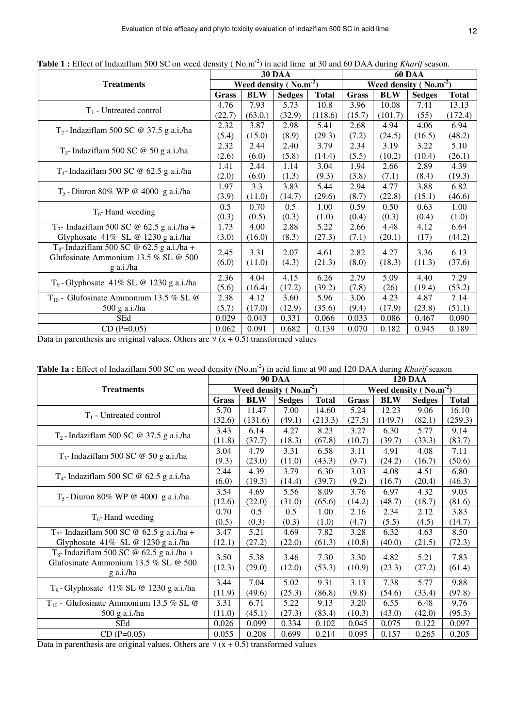**Table 1 :** Effect of Indaziflam 500 SC on weed density ( No.m$^{-2}$) in acid lime at 30 and 60 DAA during *Kharif* season.

| Treatments | 30 DAA | | | | 60 DAA | | | |
|---|---|---|---|---|---|---|---|---|
| | Weed density ( No.m$^{-2}$) | | | | Weed density ( No.m$^{-2}$) | | | |
| | Grass | BLW | Sedges | Total | Grass | BLW | Sedges | Total |
| $T_1$ - Untreated control | 4.76 (22.7) | 7.93 (63.0.) | 5.73 (32.9) | 10.8 (118.6) | 3.96 (15.7) | 10.08 (101.7) | 7.41 (55) | 13.13 (172.4) |
| $T_2$ - Indaziflam 500 SC @ 37.5 g a.i./ha | 2.32 (5.4) | 3.87 (15.0) | 2.98 (8.9) | 5.41 (29.3) | 2.68 (7.2) | 4.94 (24.5) | 4.06 (16.5) | 6.94 (48.2) |
| $T_3$- Indaziflam 500 SC @ 50 g a.i./ha | 2.32 (2.6) | 2.44 (6.0) | 2.40 (5.8) | 3.79 (14.4) | 2.34 (5.5) | 3.19 (10.2) | 3.22 (10.4) | 5.10 (26.1) |
| $T_4$- Indaziflam 500 SC @ 62.5 g a.i./ha | 1.41 (2.0) | 2.44 (6.0) | 1.14 (1.3) | 3.04 (9.3) | 1.94 (3.8) | 2.66 (7.1) | 2.89 (8.4) | 4.39 (19.3) |
| $T_5$ - Diuron 80% WP @ 4000 g a.i./ha | 1.97 (3.9) | 3.3 (11.0) | 3.83 (14.7) | 5.44 (29.6) | 2.94 (8.7) | 4.77 (22.8) | 3.88 (15.1) | 6.82 (46.6) |
| $T_6$- Hand weeding | 0.5 (0.3) | 0.70 (0.5) | 0.5 (0.3) | 1.00 (1.0) | 0.59 (0.4) | 0.50 (0.3) | 0.63 (0.4) | 1.00 (1.0) |
| $T_7$- Indaziflam 500 SC @ 62.5 g a.i./ha + Glyphosate 41% SL @ 1230 g a.i./ha | 1.73 (3.0) | 4.00 (16.0) | 2.88 (8.3) | 5.22 (27.3) | 2.66 (7.1) | 4.48 (20.1) | 4.12 (17) | 6.64 (44.2) |
| $T_8$- Indaziflam 500 SC @ 62.5 g a.i./ha + Glufosinate Ammonium 13.5 % SL @ 500 g a.i./ha | 2.45 (6.0) | 3.31 (11.0) | 2.07 (4.3) | 4.61 (21.3) | 2.82 (8.0) | 4.27 (18.3) | 3.36 (11.3) | 6.13 (37.6) |
| $T_9$ - Glyphosate 41% SL @ 1230 g a.i./ha | 2.36 (5.6) | 4.04 (16.4) | 4.15 (17.2) | 6.26 (39.2) | 2.79 (7.8) | 5.09 (26) | 4.40 (19.4) | 7.29 (53.2) |
| $T_{10}$ - Glufosinate Ammonium 13.5 % SL @ 500 g a.i./ha | 2.38 (5.7) | 4.12 (17.0) | 3.60 (12.9) | 5.96 (35.6) | 3.06 (9.4) | 4.23 (17.9) | 4.87 (23.8) | 7.14 (51.1) |
| SEd | 0.029 | 0.043 | 0.331 | 0.066 | 0.033 | 0.086 | 0.467 | 0.090 |
| CD (P=0.05) | 0.062 | 0.091 | 0.682 | 0.139 | 0.070 | 0.182 | 0.945 | 0.189 |

Data in parenthesis are original values. Others are $\sqrt{(x + 0.5)}$ transformed values

**Table 1a :** Effect of Indaziflam 500 SC on weed density (No.m$^{-2}$) in acid lime at 90 and 120 DAA during *Kharif* season

| Treatments | 90 DAA | | | | 120 DAA | | | |
|---|---|---|---|---|---|---|---|---|
| | Weed density ( No.m$^{-2}$) | | | | Weed density ( No.m$^{-2}$) | | | |
| | Grass | BLW | Sedges | Total | Grass | BLW | Sedges | Total |
| $T_1$ - Untreated control | 5.70 (32.6) | 11.47 (131.6) | 7.00 (49.1) | 14.60 (213.3) | 5.24 (27.5) | 12.23 (149.7) | 9.06 (82.1) | 16.10 (259.3) |
| $T_2$ - Indaziflam 500 SC @ 37.5 g a.i./ha | 3.43 (11.8) | 6.14 (37.7) | 4.27 (18.3) | 8.23 (67.8) | 3.27 (10.7) | 6.30 (39.7) | 5.77 (33.3) | 9.14 (83.7) |
| $T_3$- Indaziflam 500 SC @ 50 g a.i./ha | 3.04 (9.3) | 4.79 (23.0) | 3.31 (11.0) | 6.58 (43.3) | 3.11 (9.7) | 4.91 (24.2) | 4.08 (16.7) | 7.11 (50.6) |
| $T_4$- Indaziflam 500 SC @ 62.5 g a.i./ha | 2.44 (6.0) | 4.39 (19.3) | 3.79 (14.4) | 6.30 (39.7) | 3.03 (9.2) | 4.08 (16.7) | 4.51 (20.4) | 6.80 (46.3) |
| $T_5$ - Diuron 80% WP @ 4000 g a.i./ha | 3.54 (12.6) | 4.69 (22.0) | 5.56 (31.0) | 8.09 (65.6) | 3.76 (14.2) | 6.97 (48.7) | 4.32 (18.7) | 9.03 (81.6) |
| $T_6$- Hand weeding | 0.70 (0.5) | 0.5 (0.3) | 0.5 (0.3) | 1.00 (1.0) | 2.16 (4.7) | 2.34 (5.5) | 2.12 (4.5) | 3.83 (14.7) |
| $T_7$- Indaziflam 500 SC @ 62.5 g a.i./ha + Glyphosate 41% SL @ 1230 g a.i./ha | 3.47 (12.1) | 5.21 (27.2) | 4.69 (22.0) | 7.82 (61.3) | 3.28 (10.8) | 6.32 (40.0) | 4.63 (21.5) | 8.50 (72.3) |
| $T_8$- Indaziflam 500 SC @ 62.5 g a.i./ha + Glufosinate Ammonium 13.5 % SL @ 500 g a.i./ha | 3.50 (12.3) | 5.38 (29.0) | 3.46 (12.0) | 7.30 (53.3) | 3.30 (10.9) | 4.82 (23.3) | 5.21 (27.2) | 7.83 (61.4) |
| $T_9$ - Glyphosate 41% SL @ 1230 g a.i./ha | 3.44 (11.9) | 7.04 (49.6) | 5.02 (25.3) | 9.31 (86.8) | 3.13 (9.8) | 7.38 (54.6) | 5.77 (33.4) | 9.88 (97.8) |
| $T_{10}$ - Glufosinate Ammonium 13.5 % SL @ 500 g a.i./ha | 3.31 (11.0) | 6.71 (45.1) | 5.22 (27.3) | 9.13 (83.4) | 3.20 (10.3) | 6.55 (43.0) | 6.48 (42.0) | 9.76 (95.3) |
| SEd | 0.026 | 0.099 | 0.334 | 0.102 | 0.045 | 0.075 | 0.122 | 0.097 |
| CD (P=0.05) | 0.055 | 0.208 | 0.699 | 0.214 | 0.095 | 0.157 | 0.265 | 0.205 |

Data in parenthesis are original values. Others are $\sqrt{(x + 0.5)}$ transformed values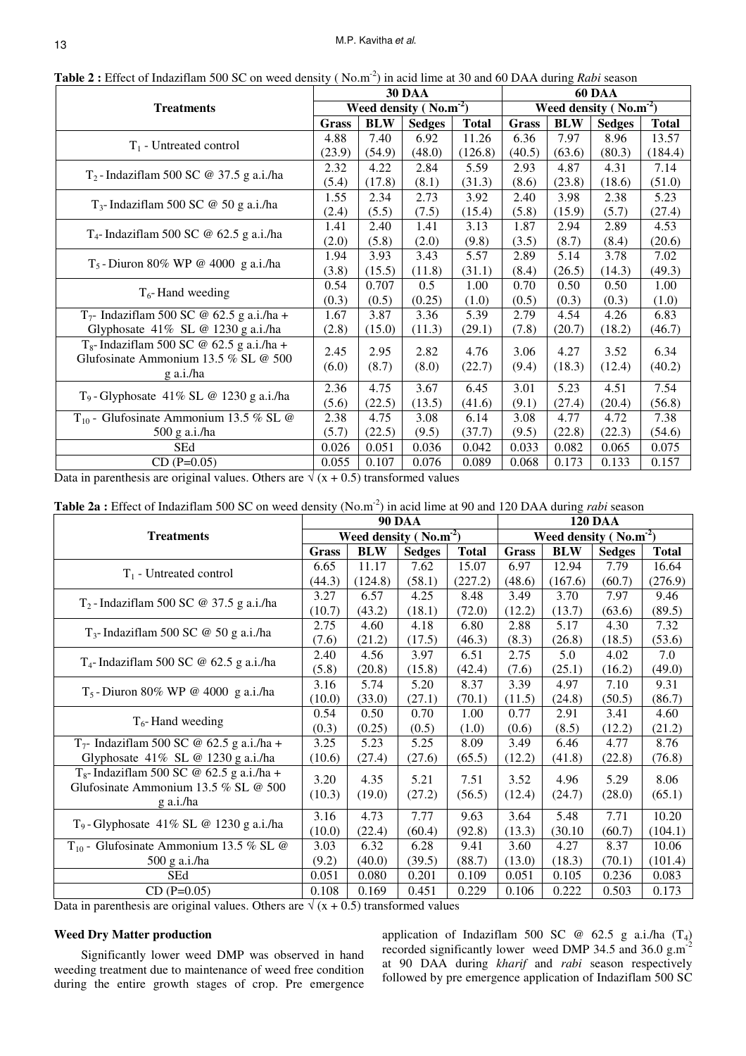**Table 2 :** Effect of Indaziflam 500 SC on weed density ( $No.m^{-2}$) in acid lime at 30 and 60 DAA during *Rabi* season

| Treatments | 30 DAA | | | | 60 DAA | | | |
|---|---|---|---|---|---|---|---|---|
| | Weed density ( $No.m^{-2}$) | | | | Weed density ( $No.m^{-2}$) | | | |
| | Grass | BLW | Sedges | Total | Grass | BLW | Sedges | Total |
| $T_1$ - Untreated control | 4.88 (23.9) | 7.40 (54.9) | 6.92 (48.0) | 11.26 (126.8) | 6.36 (40.5) | 7.97 (63.6) | 8.96 (80.3) | 13.57 (184.4) |
| $T_2$ - Indaziflam 500 SC @ 37.5 g a.i./ha | 2.32 (5.4) | 4.22 (17.8) | 2.84 (8.1) | 5.59 (31.3) | 2.93 (8.6) | 4.87 (23.8) | 4.31 (18.6) | 7.14 (51.0) |
| $T_3$- Indaziflam 500 SC @ 50 g a.i./ha | 1.55 (2.4) | 2.34 (5.5) | 2.73 (7.5) | 3.92 (15.4) | 2.40 (5.8) | 3.98 (15.9) | 2.38 (5.7) | 5.23 (27.4) |
| $T_4$- Indaziflam 500 SC @ 62.5 g a.i./ha | 1.41 (2.0) | 2.40 (5.8) | 1.41 (2.0) | 3.13 (9.8) | 1.87 (3.5) | 2.94 (8.7) | 2.89 (8.4) | 4.53 (20.6) |
| $T_5$ - Diuron 80% WP @ 4000 g a.i./ha | 1.94 (3.8) | 3.93 (15.5) | 3.43 (11.8) | 5.57 (31.1) | 2.89 (8.4) | 5.14 (26.5) | 3.78 (14.3) | 7.02 (49.3) |
| $T_6$- Hand weeding | 0.54 (0.3) | 0.707 (0.5) | 0.5 (0.25) | 1.00 (1.0) | 0.70 (0.5) | 0.50 (0.3) | 0.50 (0.3) | 1.00 (1.0) |
| $T_7$- Indaziflam 500 SC @ 62.5 g a.i./ha + Glyphosate 41% SL @ 1230 g a.i./ha | 1.67 (2.8) | 3.87 (15.0) | 3.36 (11.3) | 5.39 (29.1) | 2.79 (7.8) | 4.54 (20.7) | 4.26 (18.2) | 6.83 (46.7) |
| $T_8$- Indaziflam 500 SC @ 62.5 g a.i./ha + Glufosinate Ammonium 13.5 % SL @ 500 g a.i./ha | 2.45 (6.0) | 2.95 (8.7) | 2.82 (8.0) | 4.76 (22.7) | 3.06 (9.4) | 4.27 (18.3) | 3.52 (12.4) | 6.34 (40.2) |
| $T_9$ - Glyphosate 41% SL @ 1230 g a.i./ha | 2.36 (5.6) | 4.75 (22.5) | 3.67 (13.5) | 6.45 (41.6) | 3.01 (9.1) | 5.23 (27.4) | 4.51 (20.4) | 7.54 (56.8) |
| $T_{10}$ - Glufosinate Ammonium 13.5 % SL @ 500 g a.i./ha | 2.38 (5.7) | 4.75 (22.5) | 3.08 (9.5) | 6.14 (37.7) | 3.08 (9.5) | 4.77 (22.8) | 4.72 (22.3) | 7.38 (54.6) |
| SEd | 0.026 | 0.051 | 0.036 | 0.042 | 0.033 | 0.082 | 0.065 | 0.075 |
| CD (P=0.05) | 0.055 | 0.107 | 0.076 | 0.089 | 0.068 | 0.173 | 0.133 | 0.157 |

Data in parenthesis are original values. Others are $\sqrt{(x + 0.5)}$ transformed values

**Table 2a :** Effect of Indaziflam 500 SC on weed density ($No.m^{-2}$) in acid lime at 90 and 120 DAA during *rabi* season

| Treatments | 90 DAA | | | | 120 DAA | | | |
|---|---|---|---|---|---|---|---|---|
| | Weed density ( $No.m^{-2}$) | | | | Weed density ( $No.m^{-2}$) | | | |
| | Grass | BLW | Sedges | Total | Grass | BLW | Sedges | Total |
| $T_1$ - Untreated control | 6.65 (44.3) | 11.17 (124.8) | 7.62 (58.1) | 15.07 (227.2) | 6.97 (48.6) | 12.94 (167.6) | 7.79 (60.7) | 16.64 (276.9) |
| $T_2$ - Indaziflam 500 SC @ 37.5 g a.i./ha | 3.27 (10.7) | 6.57 (43.2) | 4.25 (18.1) | 8.48 (72.0) | 3.49 (12.2) | 3.70 (13.7) | 7.97 (63.6) | 9.46 (89.5) |
| $T_3$- Indaziflam 500 SC @ 50 g a.i./ha | 2.75 (7.6) | 4.60 (21.2) | 4.18 (17.5) | 6.80 (46.3) | 2.88 (8.3) | 5.17 (26.8) | 4.30 (18.5) | 7.32 (53.6) |
| $T_4$- Indaziflam 500 SC @ 62.5 g a.i./ha | 2.40 (5.8) | 4.56 (20.8) | 3.97 (15.8) | 6.51 (42.4) | 2.75 (7.6) | 5.0 (25.1) | 4.02 (16.2) | 7.0 (49.0) |
| $T_5$ - Diuron 80% WP @ 4000 g a.i./ha | 3.16 (10.0) | 5.74 (33.0) | 5.20 (27.1) | 8.37 (70.1) | 3.39 (11.5) | 4.97 (24.8) | 7.10 (50.5) | 9.31 (86.7) |
| $T_6$- Hand weeding | 0.54 (0.3) | 0.50 (0.25) | 0.70 (0.5) | 1.00 (1.0) | 0.77 (0.6) | 2.91 (8.5) | 3.41 (12.2) | 4.60 (21.2) |
| $T_7$- Indaziflam 500 SC @ 62.5 g a.i./ha + Glyphosate 41% SL @ 1230 g a.i./ha | 3.25 (10.6) | 5.23 (27.4) | 5.25 (27.6) | 8.09 (65.5) | 3.49 (12.2) | 6.46 (41.8) | 4.77 (22.8) | 8.76 (76.8) |
| $T_8$- Indaziflam 500 SC @ 62.5 g a.i./ha + Glufosinate Ammonium 13.5 % SL @ 500 g a.i./ha | 3.20 (10.3) | 4.35 (19.0) | 5.21 (27.2) | 7.51 (56.5) | 3.52 (12.4) | 4.96 (24.7) | 5.29 (28.0) | 8.06 (65.1) |
| $T_9$ - Glyphosate 41% SL @ 1230 g a.i./ha | 3.16 (10.0) | 4.73 (22.4) | 7.77 (60.4) | 9.63 (92.8) | 3.64 (13.3) | 5.48 (30.10 | 7.71 (60.7) | 10.20 (104.1) |
| $T_{10}$ - Glufosinate Ammonium 13.5 % SL @ 500 g a.i./ha | 3.03 (9.2) | 6.32 (40.0) | 6.28 (39.5) | 9.41 (88.7) | 3.60 (13.0) | 4.27 (18.3) | 8.37 (70.1) | 10.06 (101.4) |
| SEd | 0.051 | 0.080 | 0.201 | 0.109 | 0.051 | 0.105 | 0.236 | 0.083 |
| CD (P=0.05) | 0.108 | 0.169 | 0.451 | 0.229 | 0.106 | 0.222 | 0.503 | 0.173 |

Data in parenthesis are original values. Others are $\sqrt{(x + 0.5)}$ transformed values

### Weed Dry Matter production

Significantly lower weed DMP was observed in hand weeding treatment due to maintenance of weed free condition during the entire growth stages of crop. Pre emergence application of Indaziflam 500 SC @ 62.5 g a.i./ha ($T_4$) recorded significantly lower weed DMP 34.5 and 36.0 $g.m^{-2}$ at 90 DAA during *kharif* and *rabi* season respectively followed by pre emergence application of Indaziflam 500 SC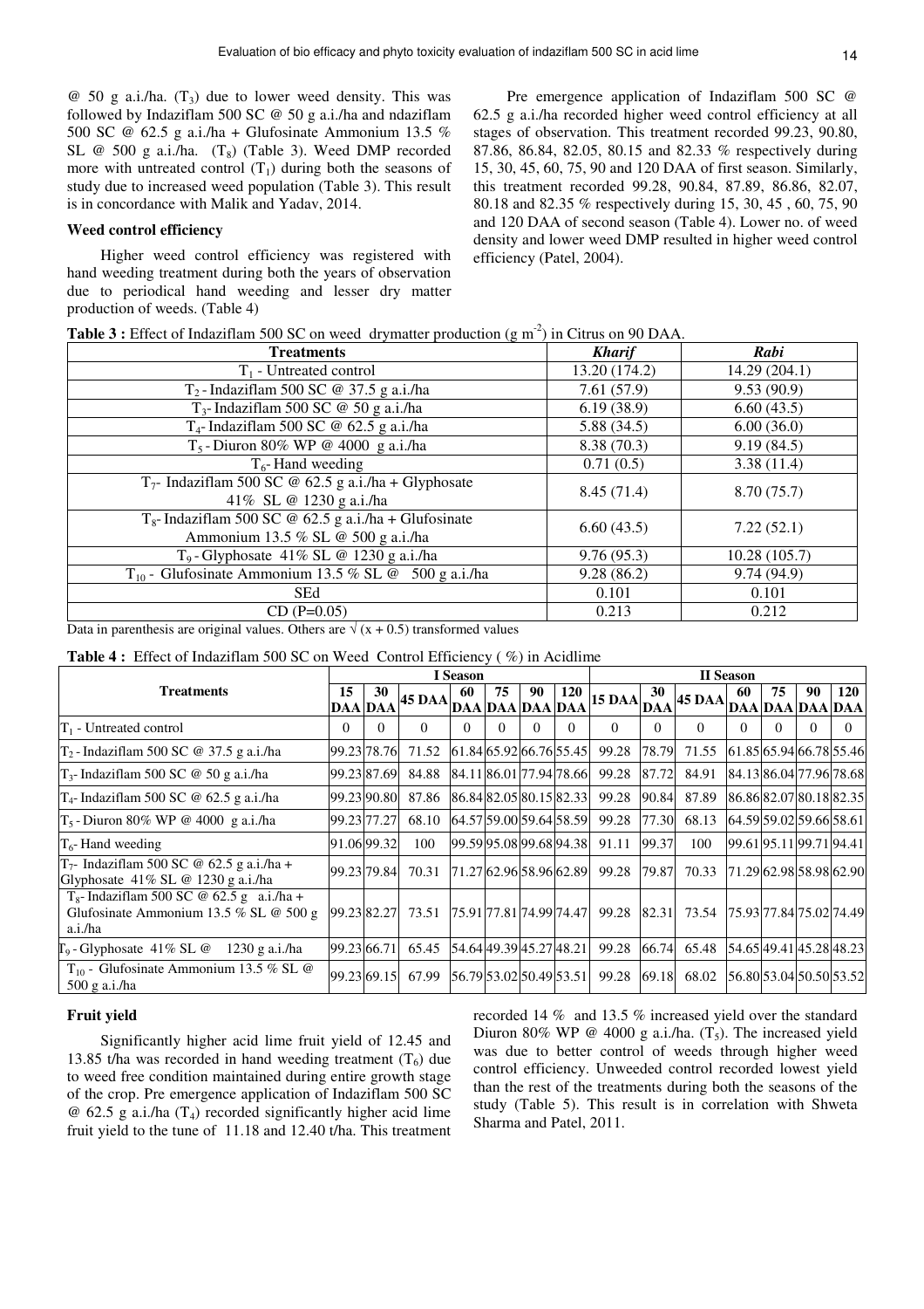@ 50 g a.i./ha. ($T_3$) due to lower weed density. This was followed by Indaziflam 500 SC @ 50 g a.i./ha and ndaziflam 500 SC @ 62.5 g a.i./ha + Glufosinate Ammonium 13.5 % SL @ 500 g a.i./ha. ($T_8$) (Table 3). Weed DMP recorded more with untreated control ($T_1$) during both the seasons of study due to increased weed population (Table 3). This result is in concordance with Malik and Yadav, 2014.

### Weed control efficiency

Higher weed control efficiency was registered with hand weeding treatment during both the years of observation due to periodical hand weeding and lesser dry matter production of weeds. (Table 4)

Pre emergence application of Indaziflam 500 SC @ 62.5 g a.i./ha recorded higher weed control efficiency at all stages of observation. This treatment recorded 99.23, 90.80, 87.86, 86.84, 82.05, 80.15 and 82.33 % respectively during 15, 30, 45, 60, 75, 90 and 120 DAA of first season. Similarly, this treatment recorded 99.28, 90.84, 87.89, 86.86, 82.07, 80.18 and 82.35 % respectively during 15, 30, 45 , 60, 75, 90 and 120 DAA of second season (Table 4). Lower no. of weed density and lower weed DMP resulted in higher weed control efficiency (Patel, 2004).

**Table 3 :** Effect of Indaziflam 500 SC on weed drymatter production (g $m^{-2}$) in Citrus on 90 DAA.

| Treatments | *Kharif* | *Rabi* |
|---|---|---|
| $T_1$ - Untreated control | 13.20 (174.2) | 14.29 (204.1) |
| $T_2$ - Indaziflam 500 SC @ 37.5 g a.i./ha | 7.61 (57.9) | 9.53 (90.9) |
| $T_3$ - Indaziflam 500 SC @ 50 g a.i./ha | 6.19 (38.9) | 6.60 (43.5) |
| $T_4$ - Indaziflam 500 SC @ 62.5 g a.i./ha | 5.88 (34.5) | 6.00 (36.0) |
| $T_5$ - Diuron 80% WP @ 4000 g a.i./ha | 8.38 (70.3) | 9.19 (84.5) |
| $T_6$ - Hand weeding | 0.71 (0.5) | 3.38 (11.4) |
| $T_7$ - Indaziflam 500 SC @ 62.5 g a.i./ha + Glyphosate 41% SL @ 1230 g a.i./ha | 8.45 (71.4) | 8.70 (75.7) |
| $T_8$ - Indaziflam 500 SC @ 62.5 g a.i./ha + Glufosinate Ammonium 13.5 % SL @ 500 g a.i./ha | 6.60 (43.5) | 7.22 (52.1) |
| $T_9$ - Glyphosate 41% SL @ 1230 g a.i./ha | 9.76 (95.3) | 10.28 (105.7) |
| $T_{10}$ - Glufosinate Ammonium 13.5 % SL @ 500 g a.i./ha | 9.28 (86.2) | 9.74 (94.9) |
| SEd | 0.101 | 0.101 |
| CD (P=0.05) | 0.213 | 0.212 |

Data in parenthesis are original values. Others are $\sqrt{(x + 0.5)}$ transformed values

**Table 4 :** Effect of Indaziflam 500 SC on Weed Control Efficiency ( %) in Acidlime

| Treatments | I Season | | | | | | | II Season | | | | | | |
|---|---|---|---|---|---|---|---|---|---|---|---|---|---|---|
| | 15 DAA | 30 DAA | 45 DAA | 60 DAA | 75 DAA | 90 DAA | 120 DAA | 15 DAA | 30 DAA | 45 DAA | 60 DAA | 75 DAA | 90 DAA | 120 DAA |
| $T_1$ - Untreated control | 0 | 0 | 0 | 0 | 0 | 0 | 0 | 0 | 0 | 0 | 0 | 0 | 0 | 0 |
| $T_2$ - Indaziflam 500 SC @ 37.5 g a.i./ha | 99.23 | 78.76 | 71.52 | 61.84 | 65.92 | 66.76 | 55.45 | 99.28 | 78.79 | 71.55 | 61.85 | 65.94 | 66.78 | 55.46 |
| $T_3$ - Indaziflam 500 SC @ 50 g a.i./ha | 99.23 | 87.69 | 84.88 | 84.11 | 86.01 | 77.94 | 78.66 | 99.28 | 87.72 | 84.91 | 84.13 | 86.04 | 77.96 | 78.68 |
| $T_4$ - Indaziflam 500 SC @ 62.5 g a.i./ha | 99.23 | 90.80 | 87.86 | 86.84 | 82.05 | 80.15 | 82.33 | 99.28 | 90.84 | 87.89 | 86.86 | 82.07 | 80.18 | 82.35 |
| $T_5$ - Diuron 80% WP @ 4000 g a.i./ha | 99.23 | 77.27 | 68.10 | 64.57 | 59.00 | 59.64 | 58.59 | 99.28 | 77.30 | 68.13 | 64.59 | 59.02 | 59.66 | 58.61 |
| $T_6$ - Hand weeding | 91.06 | 99.32 | 100 | 99.59 | 95.08 | 99.68 | 94.38 | 91.11 | 99.37 | 100 | 99.61 | 95.11 | 99.71 | 94.41 |
| $T_7$ - Indaziflam 500 SC @ 62.5 g a.i./ha + Glyphosate 41% SL @ 1230 g a.i./ha | 99.23 | 79.84 | 70.31 | 71.27 | 62.96 | 58.96 | 62.89 | 99.28 | 79.87 | 70.33 | 71.29 | 62.98 | 58.98 | 62.90 |
| $T_8$ - Indaziflam 500 SC @ 62.5 g a.i./ha + Glufosinate Ammonium 13.5 % SL @ 500 g a.i./ha | 99.23 | 82.27 | 73.51 | 75.91 | 77.81 | 74.99 | 74.47 | 99.28 | 82.31 | 73.54 | 75.93 | 77.84 | 75.02 | 74.49 |
| $T_9$ - Glyphosate 41% SL @ 1230 g a.i./ha | 99.23 | 66.71 | 65.45 | 54.64 | 49.39 | 45.27 | 48.21 | 99.28 | 66.74 | 65.48 | 54.65 | 49.41 | 45.28 | 48.23 |
| $T_{10}$ - Glufosinate Ammonium 13.5 % SL @ 500 g a.i./ha | 99.23 | 69.15 | 67.99 | 56.79 | 53.02 | 50.49 | 53.51 | 99.28 | 69.18 | 68.02 | 56.80 | 53.04 | 50.50 | 53.52 |

### Fruit yield

Significantly higher acid lime fruit yield of 12.45 and 13.85 t/ha was recorded in hand weeding treatment ($T_6$) due to weed free condition maintained during entire growth stage of the crop. Pre emergence application of Indaziflam 500 SC @ 62.5 g a.i./ha ($T_4$) recorded significantly higher acid lime fruit yield to the tune of 11.18 and 12.40 t/ha. This treatment recorded 14 % and 13.5 % increased yield over the standard Diuron 80% WP @ 4000 g a.i./ha. ($T_5$). The increased yield was due to better control of weeds through higher weed control efficiency. Unweeded control recorded lowest yield than the rest of the treatments during both the seasons of the study (Table 5). This result is in correlation with Shweta Sharma and Patel, 2011.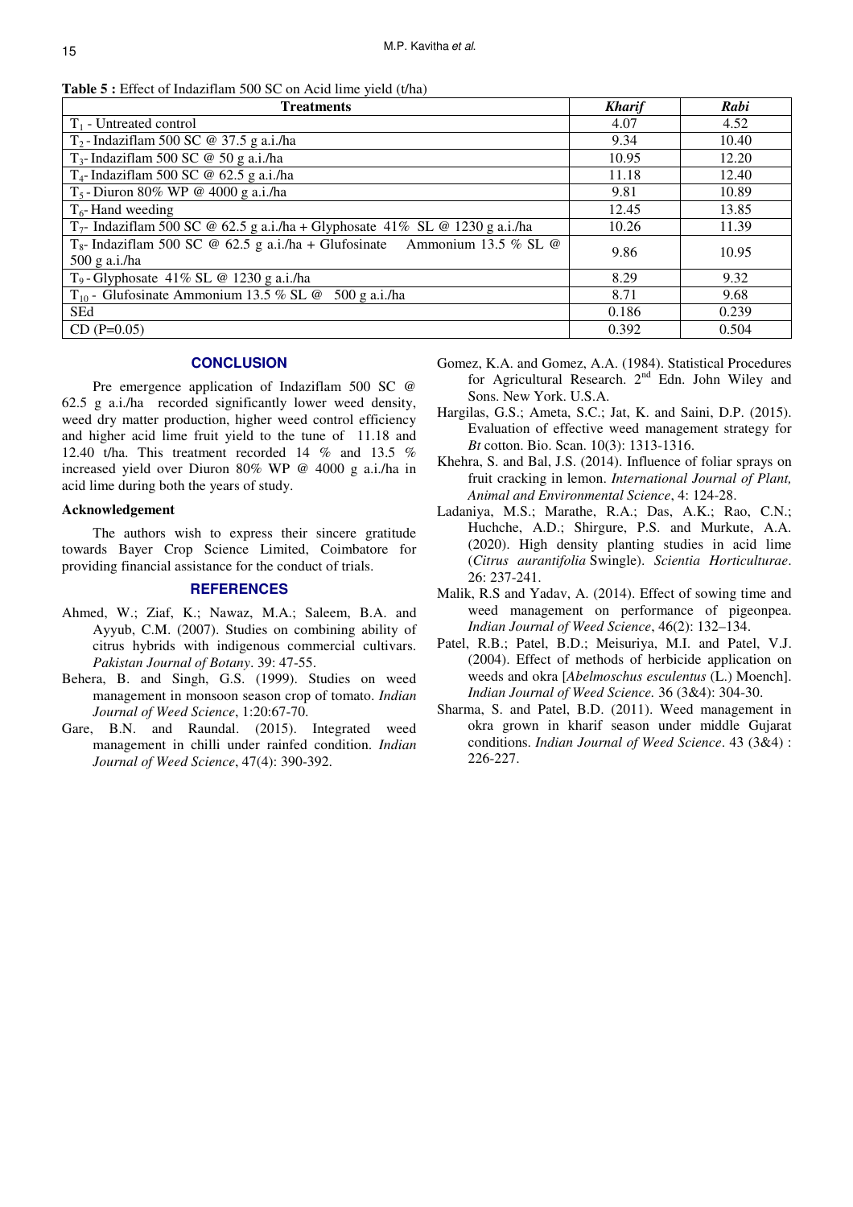**Table 5 :** Effect of Indaziflam 500 SC on Acid lime yield (t/ha)

| Treatments | *Kharif* | *Rabi* |
|---|---|---|
| $T_1$ - Untreated control | 4.07 | 4.52 |
| $T_2$ - Indaziflam 500 SC @ 37.5 g a.i./ha | 9.34 | 10.40 |
| $T_3$- Indaziflam 500 SC @ 50 g a.i./ha | 10.95 | 12.20 |
| $T_4$- Indaziflam 500 SC @ 62.5 g a.i./ha | 11.18 | 12.40 |
| $T_5$ - Diuron 80% WP @ 4000 g a.i./ha | 9.81 | 10.89 |
| $T_6$- Hand weeding | 12.45 | 13.85 |
| $T_7$- Indaziflam 500 SC @ 62.5 g a.i./ha + Glyphosate 41% SL @ 1230 g a.i./ha | 10.26 | 11.39 |
| $T_8$- Indaziflam 500 SC @ 62.5 g a.i./ha + Glufosinate Ammonium 13.5 % SL @ 500 g a.i./ha | 9.86 | 10.95 |
| $T_9$ - Glyphosate 41% SL @ 1230 g a.i./ha | 8.29 | 9.32 |
| $T_{10}$ - Glufosinate Ammonium 13.5 % SL @ 500 g a.i./ha | 8.71 | 9.68 |
| SEd | 0.186 | 0.239 |
| CD (P=0.05) | 0.392 | 0.504 |

## CONCLUSION

Pre emergence application of Indaziflam 500 SC @ 62.5 g a.i./ha recorded significantly lower weed density, weed dry matter production, higher weed control efficiency and higher acid lime fruit yield to the tune of 11.18 and 12.40 t/ha. This treatment recorded 14 % and 13.5 % increased yield over Diuron 80% WP @ 4000 g a.i./ha in acid lime during both the years of study.

### Acknowledgement

The authors wish to express their sincere gratitude towards Bayer Crop Science Limited, Coimbatore for providing financial assistance for the conduct of trials.

## REFERENCES

Ahmed, W.; Ziaf, K.; Nawaz, M.A.; Saleem, B.A. and Ayyub, C.M. (2007). Studies on combining ability of citrus hybrids with indigenous commercial cultivars. *Pakistan Journal of Botany*. 39: 47-55.

Behera, B. and Singh, G.S. (1999). Studies on weed management in monsoon season crop of tomato. *Indian Journal of Weed Science*, 1:20:67-70.

Gare, B.N. and Raundal. (2015). Integrated weed management in chilli under rainfed condition. *Indian Journal of Weed Science*, 47(4): 390-392.

Gomez, K.A. and Gomez, A.A. (1984). Statistical Procedures for Agricultural Research. 2nd Edn. John Wiley and Sons. New York. U.S.A.

Hargilas, G.S.; Ameta, S.C.; Jat, K. and Saini, D.P. (2015). Evaluation of effective weed management strategy for *Bt* cotton. Bio. Scan. 10(3): 1313-1316.

Khehra, S. and Bal, J.S. (2014). Influence of foliar sprays on fruit cracking in lemon. *International Journal of Plant, Animal and Environmental Science*, 4: 124-28.

Ladaniya, M.S.; Marathe, R.A.; Das, A.K.; Rao, C.N.; Huchche, A.D.; Shirgure, P.S. and Murkute, A.A. (2020). High density planting studies in acid lime (*Citrus aurantifolia* Swingle). *Scientia Horticulturae*. 26: 237-241.

Malik, R.S and Yadav, A. (2014). Effect of sowing time and weed management on performance of pigeonpea. *Indian Journal of Weed Science*, 46(2): 132–134.

Patel, R.B.; Patel, B.D.; Meisuriya, M.I. and Patel, V.J. (2004). Effect of methods of herbicide application on weeds and okra [*Abelmoschus esculentus* (L.) Moench]. *Indian Journal of Weed Science.* 36 (3&4): 304-30.

Sharma, S. and Patel, B.D. (2011). Weed management in okra grown in kharif season under middle Gujarat conditions. *Indian Journal of Weed Science*. 43 (3&4) : 226-227.